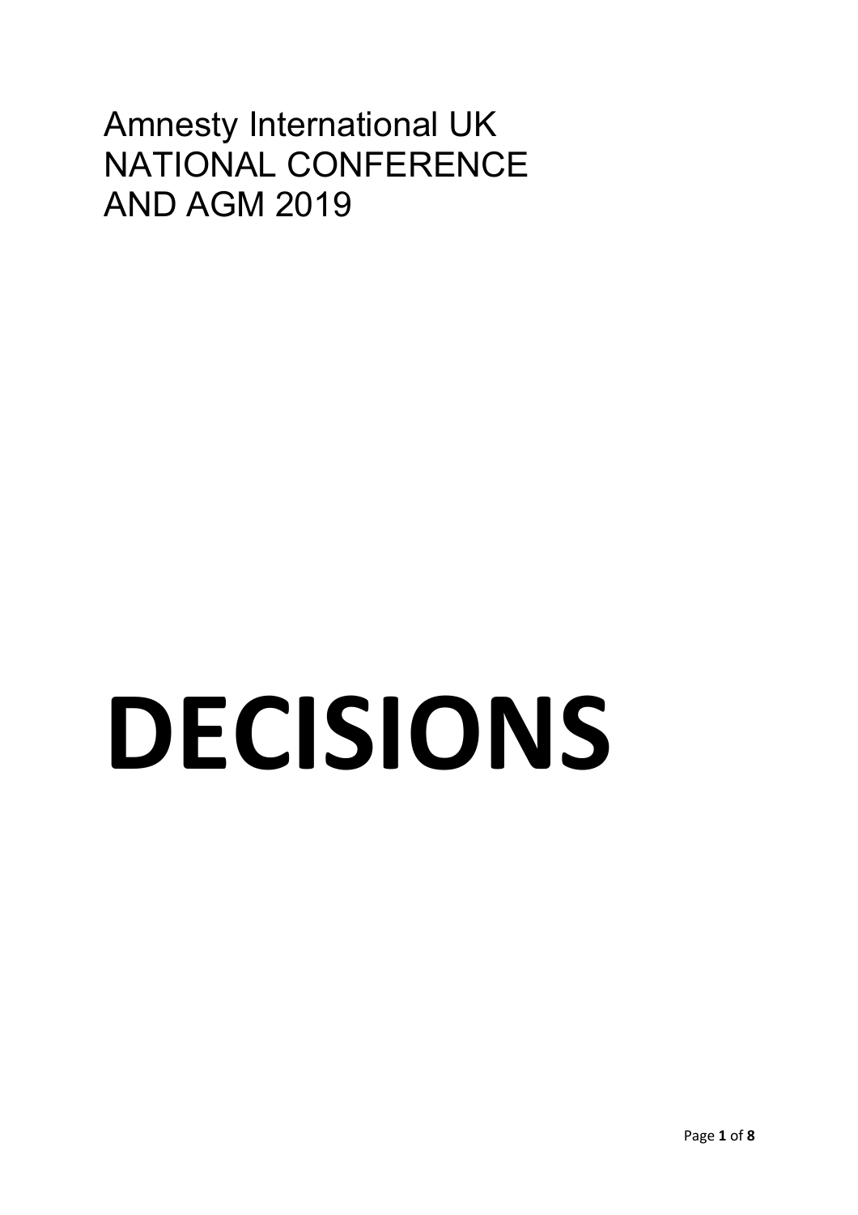Amnesty International UK
NATIONAL CONFERENCE
AND AGM 2019

# DECISIONS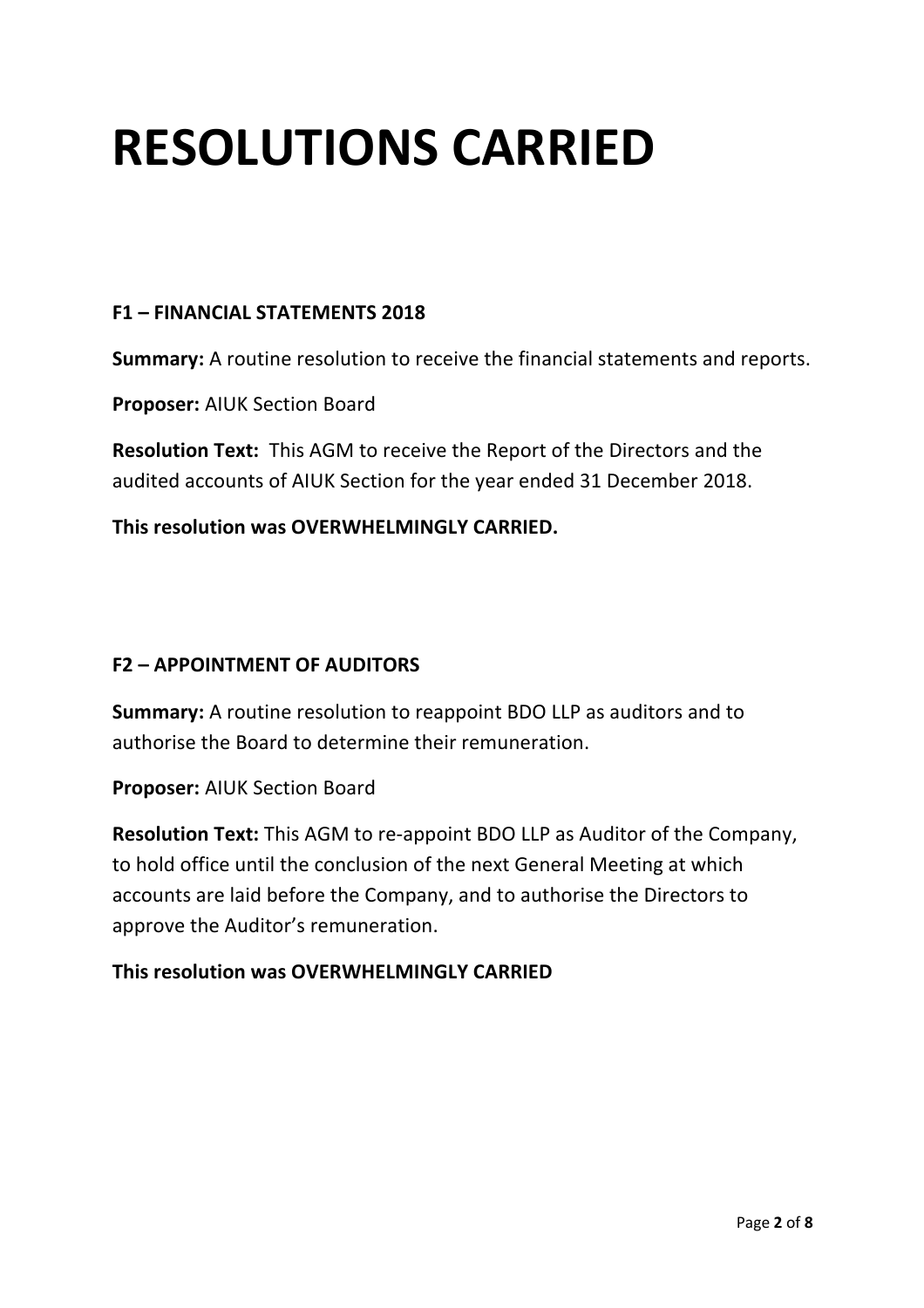# RESOLUTIONS CARRIED

### F1 – FINANCIAL STATEMENTS 2018

**Summary:** A routine resolution to receive the financial statements and reports.

**Proposer:** AIUK Section Board

**Resolution Text:** This AGM to receive the Report of the Directors and the audited accounts of AIUK Section for the year ended 31 December 2018.

**This resolution was OVERWHELMINGLY CARRIED.**

### F2 – APPOINTMENT OF AUDITORS

**Summary:** A routine resolution to reappoint BDO LLP as auditors and to authorise the Board to determine their remuneration.

**Proposer:** AIUK Section Board

**Resolution Text:** This AGM to re-appoint BDO LLP as Auditor of the Company, to hold office until the conclusion of the next General Meeting at which accounts are laid before the Company, and to authorise the Directors to approve the Auditor's remuneration.

**This resolution was OVERWHELMINGLY CARRIED**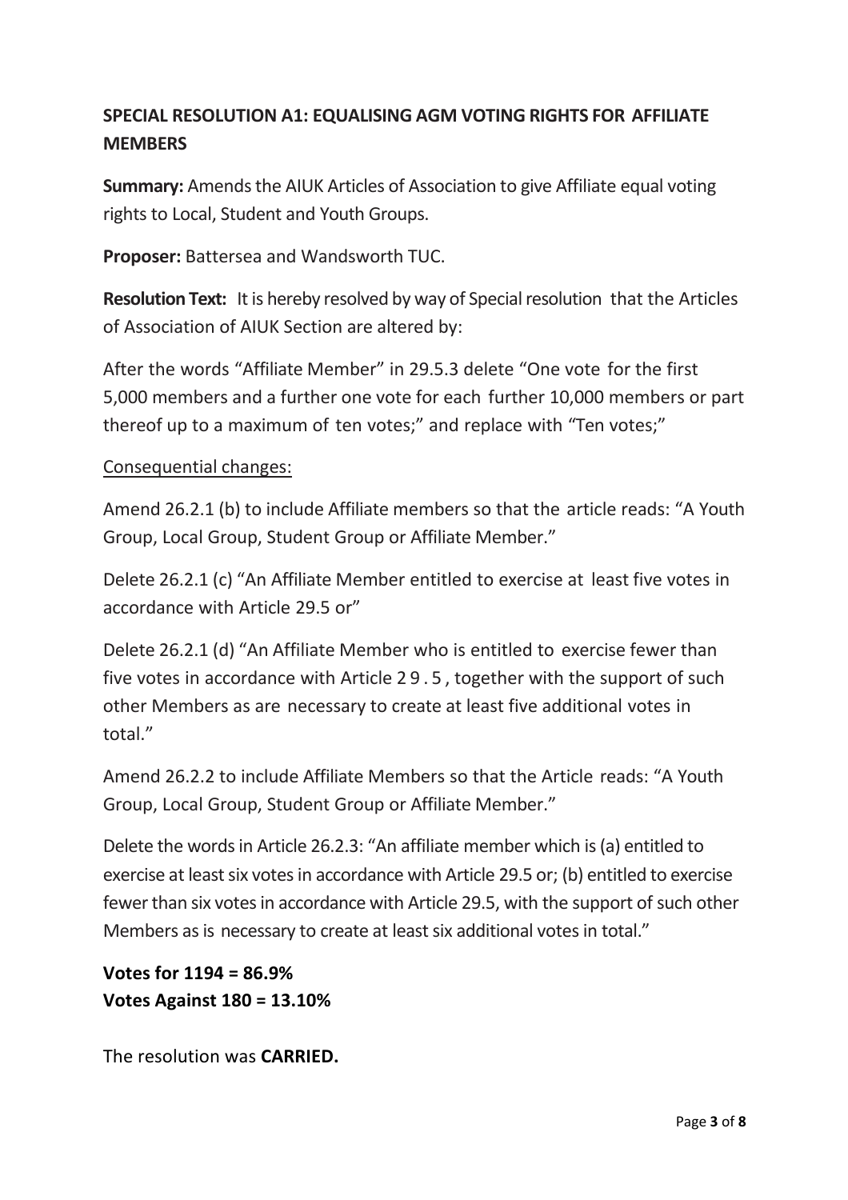## SPECIAL RESOLUTION A1: EQUALISING AGM VOTING RIGHTS FOR AFFILIATE MEMBERS

**Summary:** Amends the AIUK Articles of Association to give Affiliate equal voting rights to Local, Student and Youth Groups.

**Proposer:** Battersea and Wandsworth TUC.

**Resolution Text:** It is hereby resolved by way of Special resolution that the Articles of Association of AIUK Section are altered by:

After the words "Affiliate Member" in 29.5.3 delete "One vote for the first 5,000 members and a further one vote for each further 10,000 members or part thereof up to a maximum of ten votes;" and replace with "Ten votes;"

Consequential changes:

Amend 26.2.1 (b) to include Affiliate members so that the article reads: "A Youth Group, Local Group, Student Group or Affiliate Member."

Delete 26.2.1 (c) "An Affiliate Member entitled to exercise at least five votes in accordance with Article 29.5 or"

Delete 26.2.1 (d) "An Affiliate Member who is entitled to exercise fewer than five votes in accordance with Article 2 9 . 5 , together with the support of such other Members as are necessary to create at least five additional votes in total."

Amend 26.2.2 to include Affiliate Members so that the Article reads: "A Youth Group, Local Group, Student Group or Affiliate Member."

Delete the words in Article 26.2.3: "An affiliate member which is (a) entitled to exercise at least six votes in accordance with Article 29.5 or; (b) entitled to exercise fewer than six votes in accordance with Article 29.5, with the support of such other Members as is necessary to create at least six additional votes in total."

**Votes for 1194 = 86.9%**
**Votes Against 180 = 13.10%**

The resolution was **CARRIED.**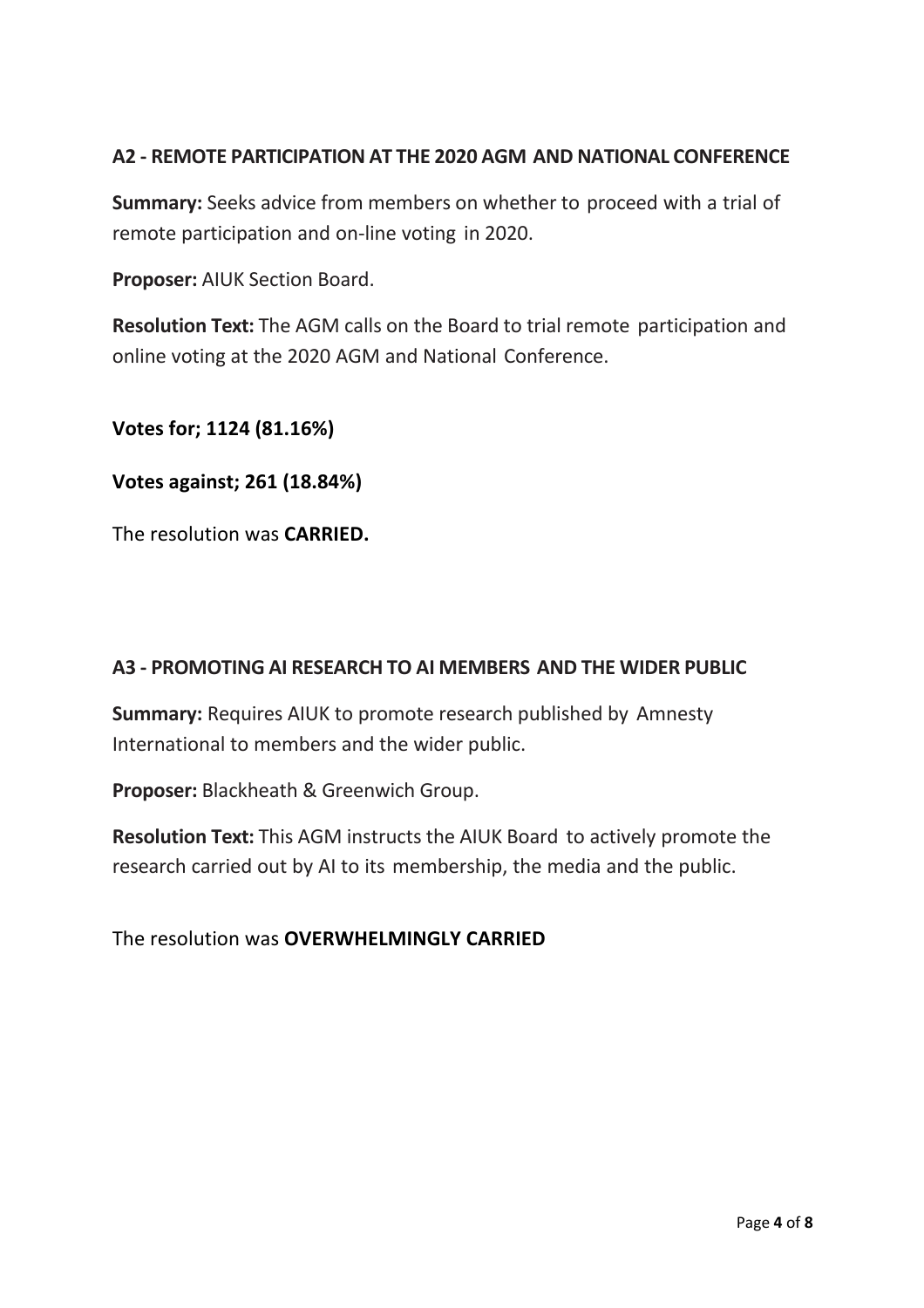### A2 - REMOTE PARTICIPATION AT THE 2020 AGM AND NATIONAL CONFERENCE

**Summary:** Seeks advice from members on whether to proceed with a trial of remote participation and on-line voting in 2020.

**Proposer:** AIUK Section Board.

**Resolution Text:** The AGM calls on the Board to trial remote participation and online voting at the 2020 AGM and National Conference.

**Votes for; 1124 (81.16%)**

**Votes against; 261 (18.84%)**

The resolution was **CARRIED.**

### A3 - PROMOTING AI RESEARCH TO AI MEMBERS AND THE WIDER PUBLIC

**Summary:** Requires AIUK to promote research published by Amnesty International to members and the wider public.

**Proposer:** Blackheath & Greenwich Group.

**Resolution Text:** This AGM instructs the AIUK Board to actively promote the research carried out by AI to its membership, the media and the public.

The resolution was **OVERWHELMINGLY CARRIED**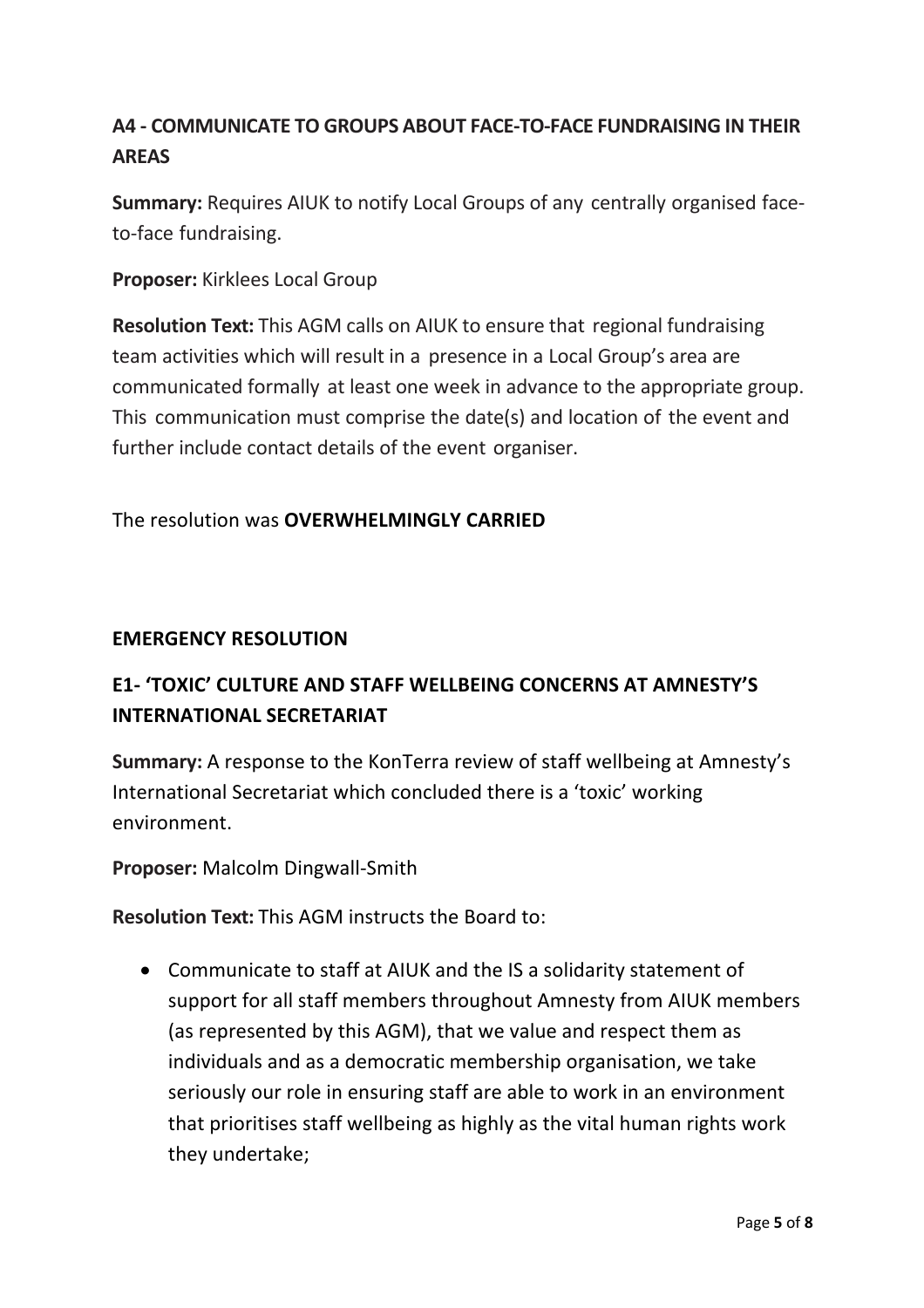## A4 - COMMUNICATE TO GROUPS ABOUT FACE-TO-FACE FUNDRAISING IN THEIR AREAS

**Summary:** Requires AIUK to notify Local Groups of any centrally organised face-to-face fundraising.

**Proposer:** Kirklees Local Group

**Resolution Text:** This AGM calls on AIUK to ensure that regional fundraising team activities which will result in a presence in a Local Group's area are communicated formally at least one week in advance to the appropriate group. This communication must comprise the date(s) and location of the event and further include contact details of the event organiser.

The resolution was **OVERWHELMINGLY CARRIED**

## EMERGENCY RESOLUTION

## E1- 'TOXIC' CULTURE AND STAFF WELLBEING CONCERNS AT AMNESTY'S INTERNATIONAL SECRETARIAT

**Summary:** A response to the KonTerra review of staff wellbeing at Amnesty's International Secretariat which concluded there is a 'toxic' working environment.

**Proposer:** Malcolm Dingwall-Smith

**Resolution Text:** This AGM instructs the Board to:

- Communicate to staff at AIUK and the IS a solidarity statement of support for all staff members throughout Amnesty from AIUK members (as represented by this AGM), that we value and respect them as individuals and as a democratic membership organisation, we take seriously our role in ensuring staff are able to work in an environment that prioritises staff wellbeing as highly as the vital human rights work they undertake;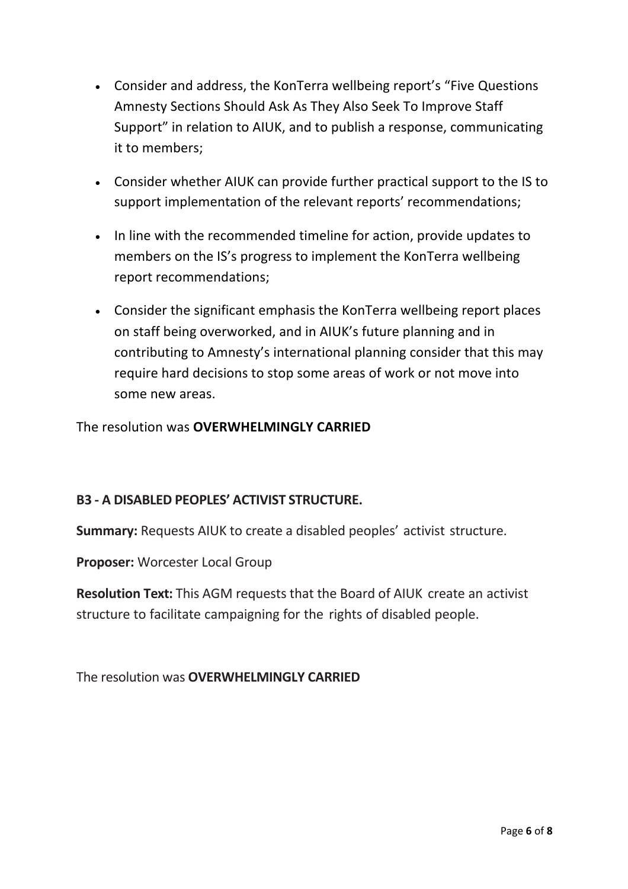- Consider and address, the KonTerra wellbeing report's "Five Questions Amnesty Sections Should Ask As They Also Seek To Improve Staff Support" in relation to AIUK, and to publish a response, communicating it to members;
- Consider whether AIUK can provide further practical support to the IS to support implementation of the relevant reports' recommendations;
- In line with the recommended timeline for action, provide updates to members on the IS's progress to implement the KonTerra wellbeing report recommendations;
- Consider the significant emphasis the KonTerra wellbeing report places on staff being overworked, and in AIUK's future planning and in contributing to Amnesty's international planning consider that this may require hard decisions to stop some areas of work or not move into some new areas.

The resolution was **OVERWHELMINGLY CARRIED**

### B3 - A DISABLED PEOPLES' ACTIVIST STRUCTURE.

**Summary:** Requests AIUK to create a disabled peoples' activist structure.

**Proposer:** Worcester Local Group

**Resolution Text:** This AGM requests that the Board of AIUK create an activist structure to facilitate campaigning for the rights of disabled people.

The resolution was **OVERWHELMINGLY CARRIED**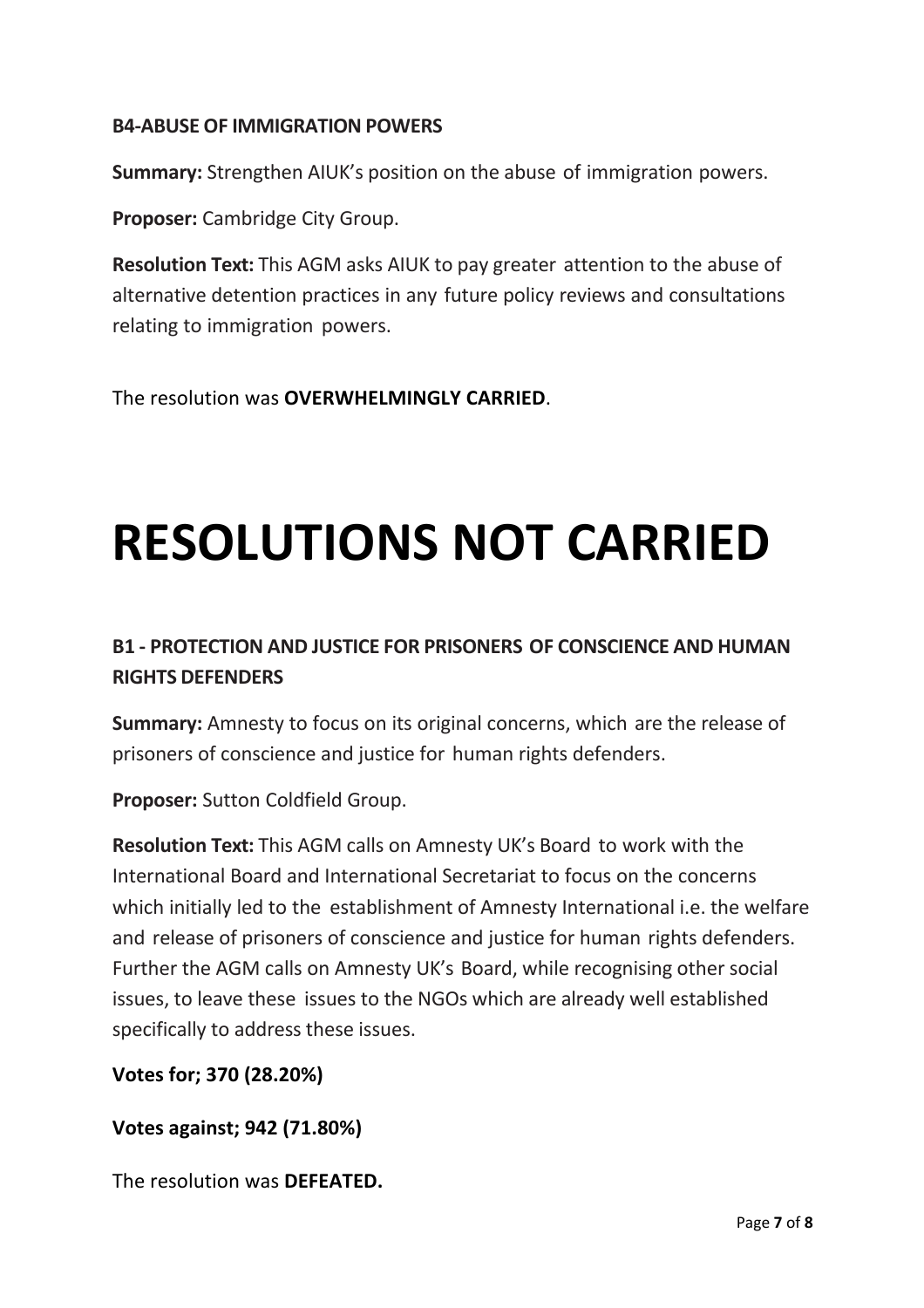### B4-ABUSE OF IMMIGRATION POWERS

**Summary:** Strengthen AIUK's position on the abuse of immigration powers.

**Proposer:** Cambridge City Group.

**Resolution Text:** This AGM asks AIUK to pay greater attention to the abuse of alternative detention practices in any future policy reviews and consultations relating to immigration powers.

The resolution was **OVERWHELMINGLY CARRIED**.

# RESOLUTIONS NOT CARRIED

### B1 - PROTECTION AND JUSTICE FOR PRISONERS OF CONSCIENCE AND HUMAN RIGHTS DEFENDERS

**Summary:** Amnesty to focus on its original concerns, which are the release of prisoners of conscience and justice for human rights defenders.

**Proposer:** Sutton Coldfield Group.

**Resolution Text:** This AGM calls on Amnesty UK's Board to work with the International Board and International Secretariat to focus on the concerns which initially led to the establishment of Amnesty International i.e. the welfare and release of prisoners of conscience and justice for human rights defenders. Further the AGM calls on Amnesty UK's Board, while recognising other social issues, to leave these issues to the NGOs which are already well established specifically to address these issues.

**Votes for; 370 (28.20%)**

**Votes against; 942 (71.80%)**

The resolution was **DEFEATED.**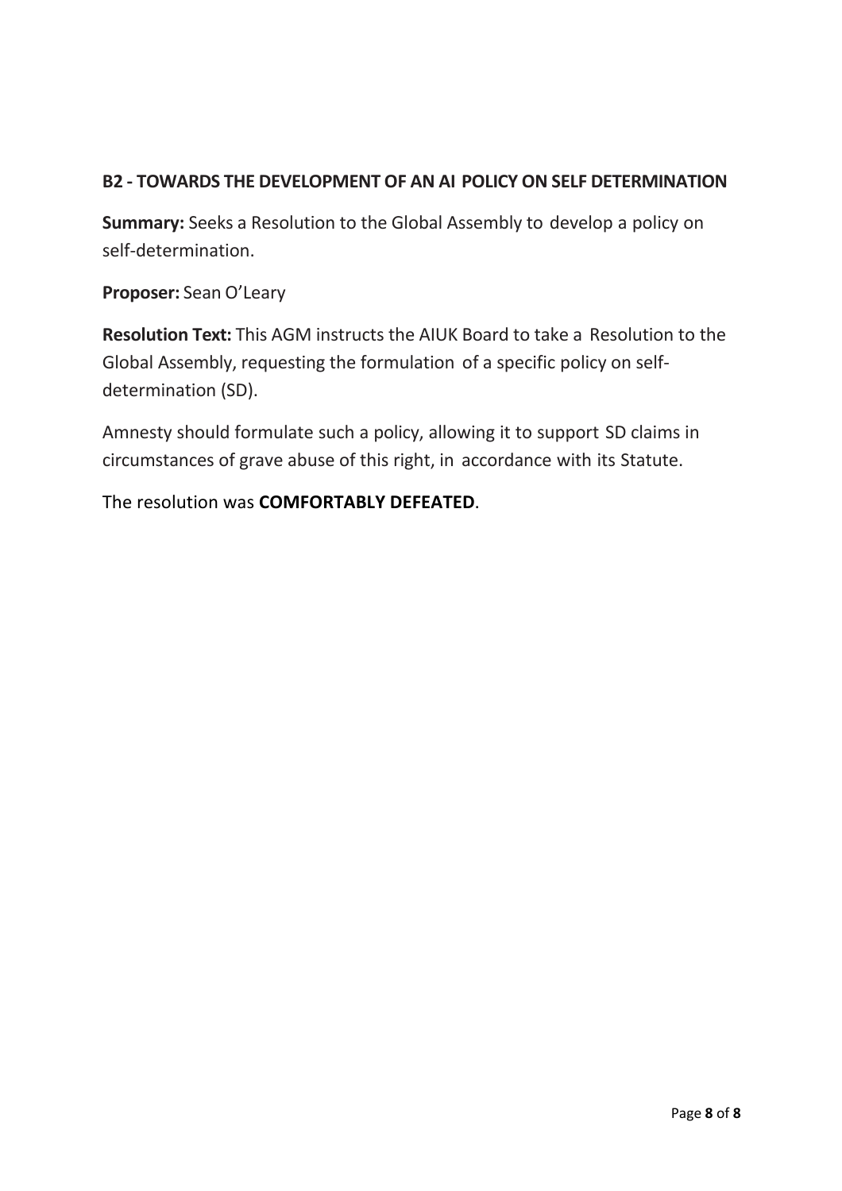## B2 - TOWARDS THE DEVELOPMENT OF AN AI POLICY ON SELF DETERMINATION

**Summary:** Seeks a Resolution to the Global Assembly to develop a policy on self-determination.

**Proposer:** Sean O'Leary

**Resolution Text:** This AGM instructs the AIUK Board to take a Resolution to the Global Assembly, requesting the formulation of a specific policy on self-determination (SD).

Amnesty should formulate such a policy, allowing it to support SD claims in circumstances of grave abuse of this right, in accordance with its Statute.

The resolution was **COMFORTABLY DEFEATED**.